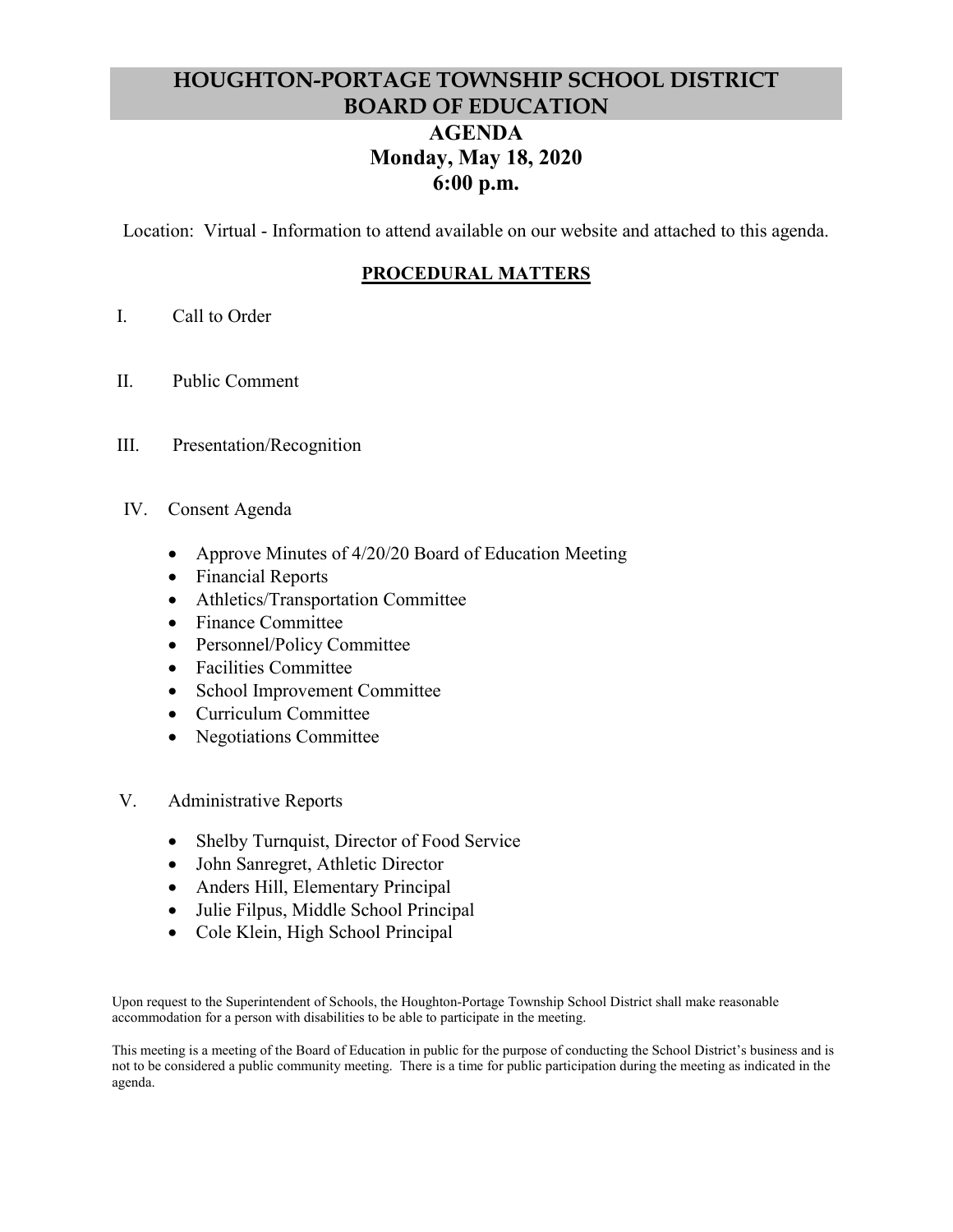# HOUGHTON-PORTAGE TOWNSHIP SCHOOL DISTRICT BOARD OF EDUCATION

## AGENDA
## Monday, May 18, 2020
## 6:00 p.m.

Location: Virtual - Information to attend available on our website and attached to this agenda.

### PROCEDURAL MATTERS

I. Call to Order

II. Public Comment

III. Presentation/Recognition

IV. Consent Agenda

- Approve Minutes of 4/20/20 Board of Education Meeting
- Financial Reports
- Athletics/Transportation Committee
- Finance Committee
- Personnel/Policy Committee
- Facilities Committee
- School Improvement Committee
- Curriculum Committee
- Negotiations Committee

V. Administrative Reports

- Shelby Turnquist, Director of Food Service
- John Sanregret, Athletic Director
- Anders Hill, Elementary Principal
- Julie Filpus, Middle School Principal
- Cole Klein, High School Principal

Upon request to the Superintendent of Schools, the Houghton-Portage Township School District shall make reasonable accommodation for a person with disabilities to be able to participate in the meeting.

This meeting is a meeting of the Board of Education in public for the purpose of conducting the School District's business and is not to be considered a public community meeting. There is a time for public participation during the meeting as indicated in the agenda.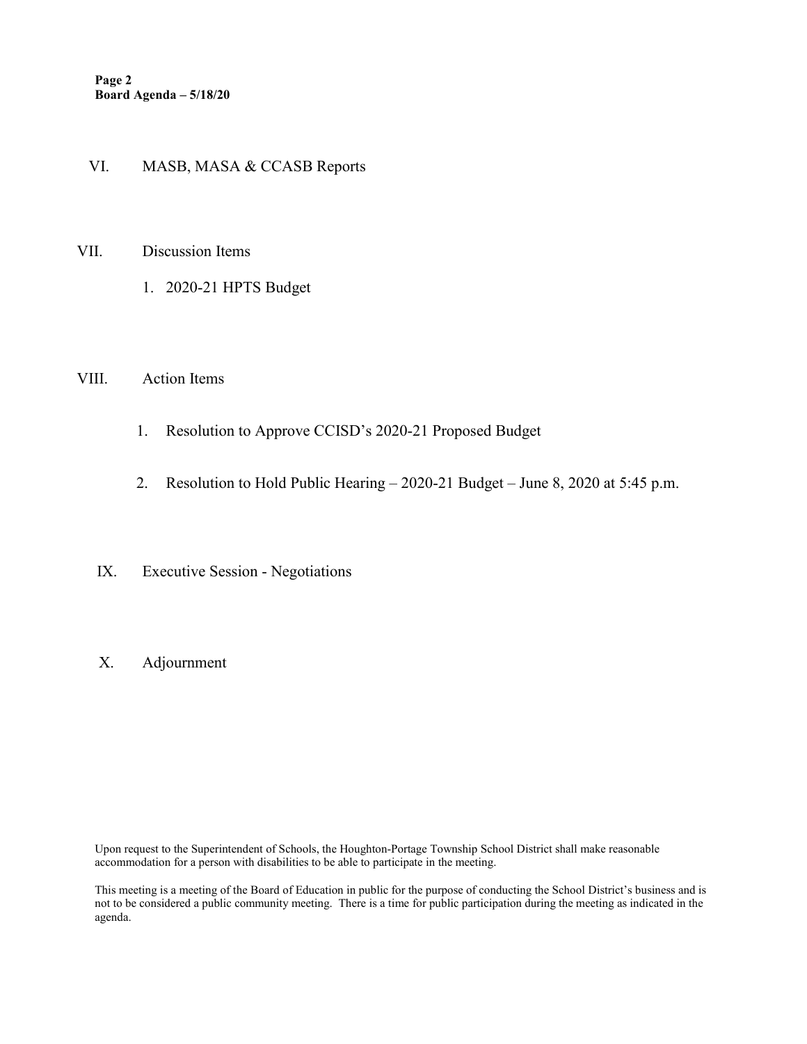VI. MASB, MASA & CCASB Reports

VII. Discussion Items

1. 2020-21 HPTS Budget

VIII. Action Items

1. Resolution to Approve CCISD's 2020-21 Proposed Budget
2. Resolution to Hold Public Hearing – 2020-21 Budget – June 8, 2020 at 5:45 p.m.

IX. Executive Session - Negotiations

X. Adjournment

Upon request to the Superintendent of Schools, the Houghton-Portage Township School District shall make reasonable accommodation for a person with disabilities to be able to participate in the meeting.

This meeting is a meeting of the Board of Education in public for the purpose of conducting the School District's business and is not to be considered a public community meeting. There is a time for public participation during the meeting as indicated in the agenda.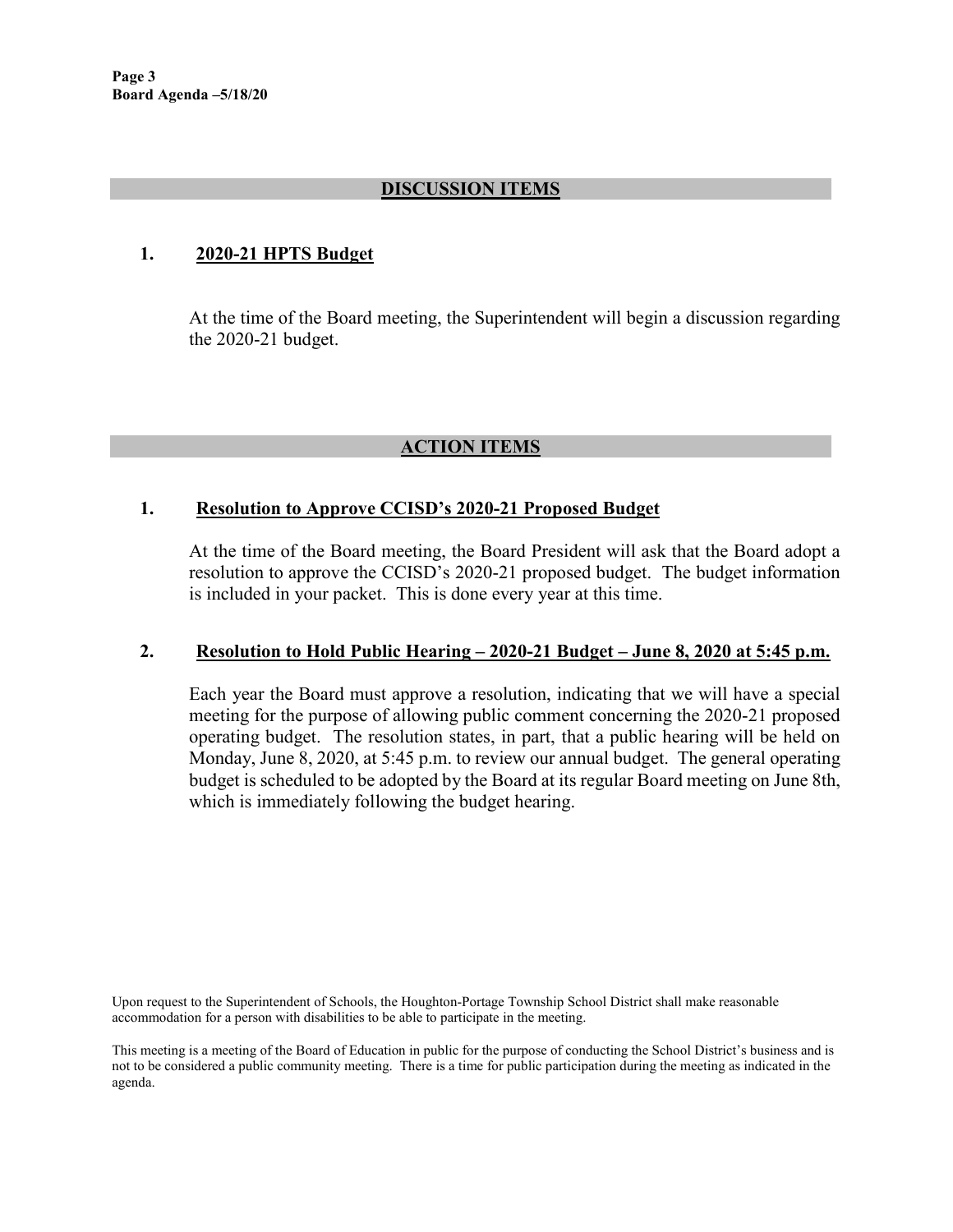## DISCUSSION ITEMS

### 1. 2020-21 HPTS Budget

At the time of the Board meeting, the Superintendent will begin a discussion regarding the 2020-21 budget.

## ACTION ITEMS

### 1. Resolution to Approve CCISD's 2020-21 Proposed Budget

At the time of the Board meeting, the Board President will ask that the Board adopt a resolution to approve the CCISD's 2020-21 proposed budget. The budget information is included in your packet. This is done every year at this time.

### 2. Resolution to Hold Public Hearing – 2020-21 Budget – June 8, 2020 at 5:45 p.m.

Each year the Board must approve a resolution, indicating that we will have a special meeting for the purpose of allowing public comment concerning the 2020-21 proposed operating budget. The resolution states, in part, that a public hearing will be held on Monday, June 8, 2020, at 5:45 p.m. to review our annual budget. The general operating budget is scheduled to be adopted by the Board at its regular Board meeting on June 8th, which is immediately following the budget hearing.

Upon request to the Superintendent of Schools, the Houghton-Portage Township School District shall make reasonable accommodation for a person with disabilities to be able to participate in the meeting.

This meeting is a meeting of the Board of Education in public for the purpose of conducting the School District's business and is not to be considered a public community meeting. There is a time for public participation during the meeting as indicated in the agenda.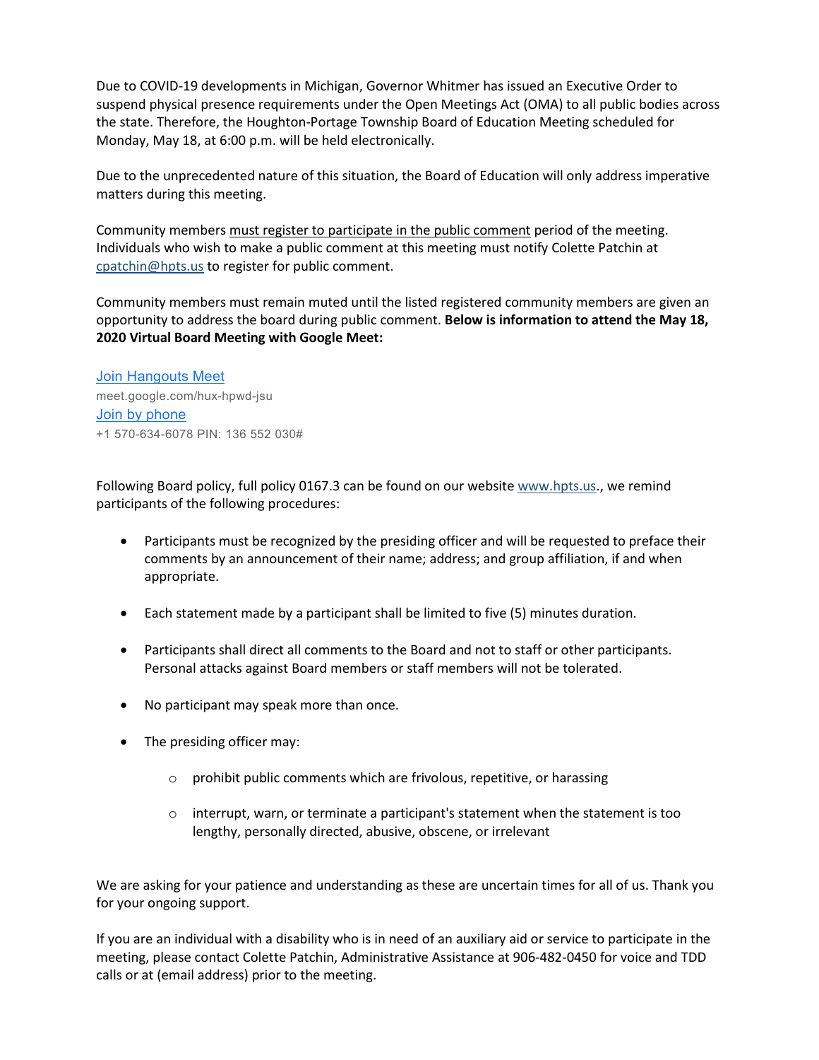Due to COVID-19 developments in Michigan, Governor Whitmer has issued an Executive Order to suspend physical presence requirements under the Open Meetings Act (OMA) to all public bodies across the state. Therefore, the Houghton-Portage Township Board of Education Meeting scheduled for Monday, May 18, at 6:00 p.m. will be held electronically.

Due to the unprecedented nature of this situation, the Board of Education will only address imperative matters during this meeting.

Community members must register to participate in the public comment period of the meeting. Individuals who wish to make a public comment at this meeting must notify Colette Patchin at cpatchin@hpts.us to register for public comment.

Community members must remain muted until the listed registered community members are given an opportunity to address the board during public comment. **Below is information to attend the May 18, 2020 Virtual Board Meeting with Google Meet:**

Join Hangouts Meet
meet.google.com/hux-hpwd-jsu
Join by phone
+1 570-634-6078 PIN: 136 552 030#

Following Board policy, full policy 0167.3 can be found on our website www.hpts.us., we remind participants of the following procedures:

- Participants must be recognized by the presiding officer and will be requested to preface their comments by an announcement of their name; address; and group affiliation, if and when appropriate.
- Each statement made by a participant shall be limited to five (5) minutes duration.
- Participants shall direct all comments to the Board and not to staff or other participants. Personal attacks against Board members or staff members will not be tolerated.
- No participant may speak more than once.
- The presiding officer may:
  - prohibit public comments which are frivolous, repetitive, or harassing
  - interrupt, warn, or terminate a participant's statement when the statement is too lengthy, personally directed, abusive, obscene, or irrelevant

We are asking for your patience and understanding as these are uncertain times for all of us. Thank you for your ongoing support.

If you are an individual with a disability who is in need of an auxiliary aid or service to participate in the meeting, please contact Colette Patchin, Administrative Assistance at 906-482-0450 for voice and TDD calls or at (email address) prior to the meeting.